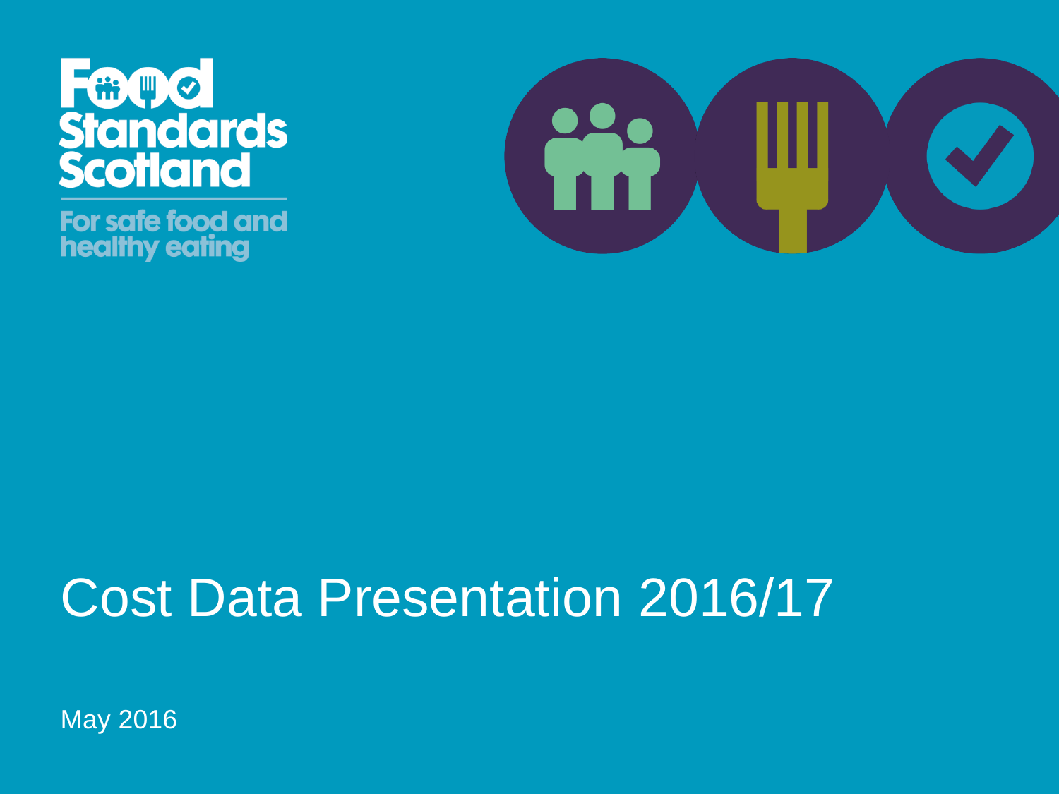Food Standards Scotland

For safe food and healthy eating

# Cost Data Presentation 2016/17

May 2016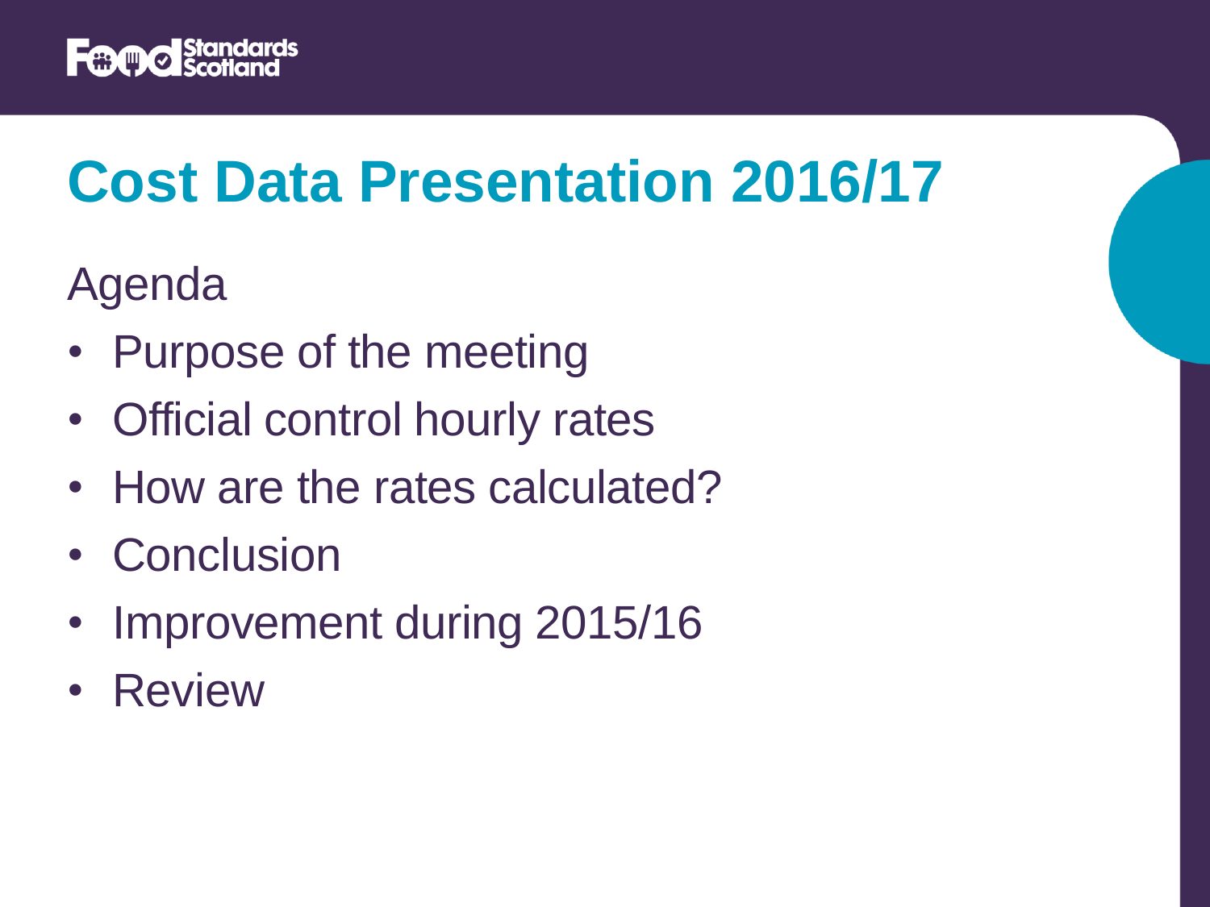# Cost Data Presentation 2016/17

## Agenda

- Purpose of the meeting
- Official control hourly rates
- How are the rates calculated?
- Conclusion
- Improvement during 2015/16
- Review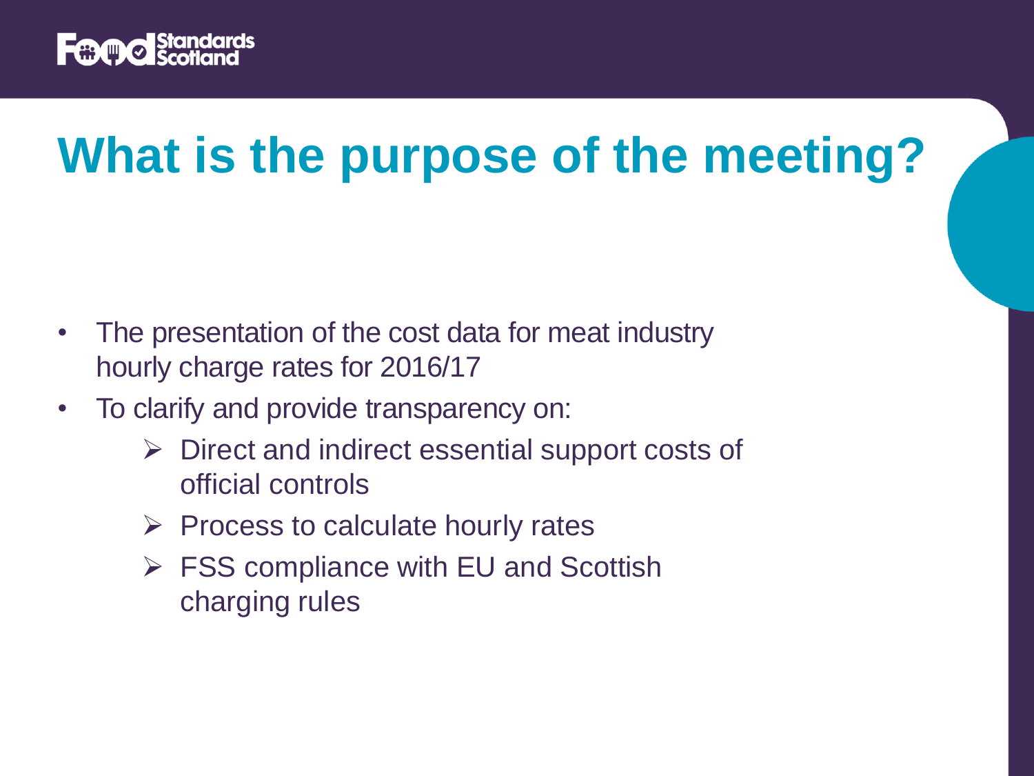# What is the purpose of the meeting?

- The presentation of the cost data for meat industry hourly charge rates for 2016/17
- To clarify and provide transparency on:
  - Direct and indirect essential support costs of official controls
  - Process to calculate hourly rates
  - FSS compliance with EU and Scottish charging rules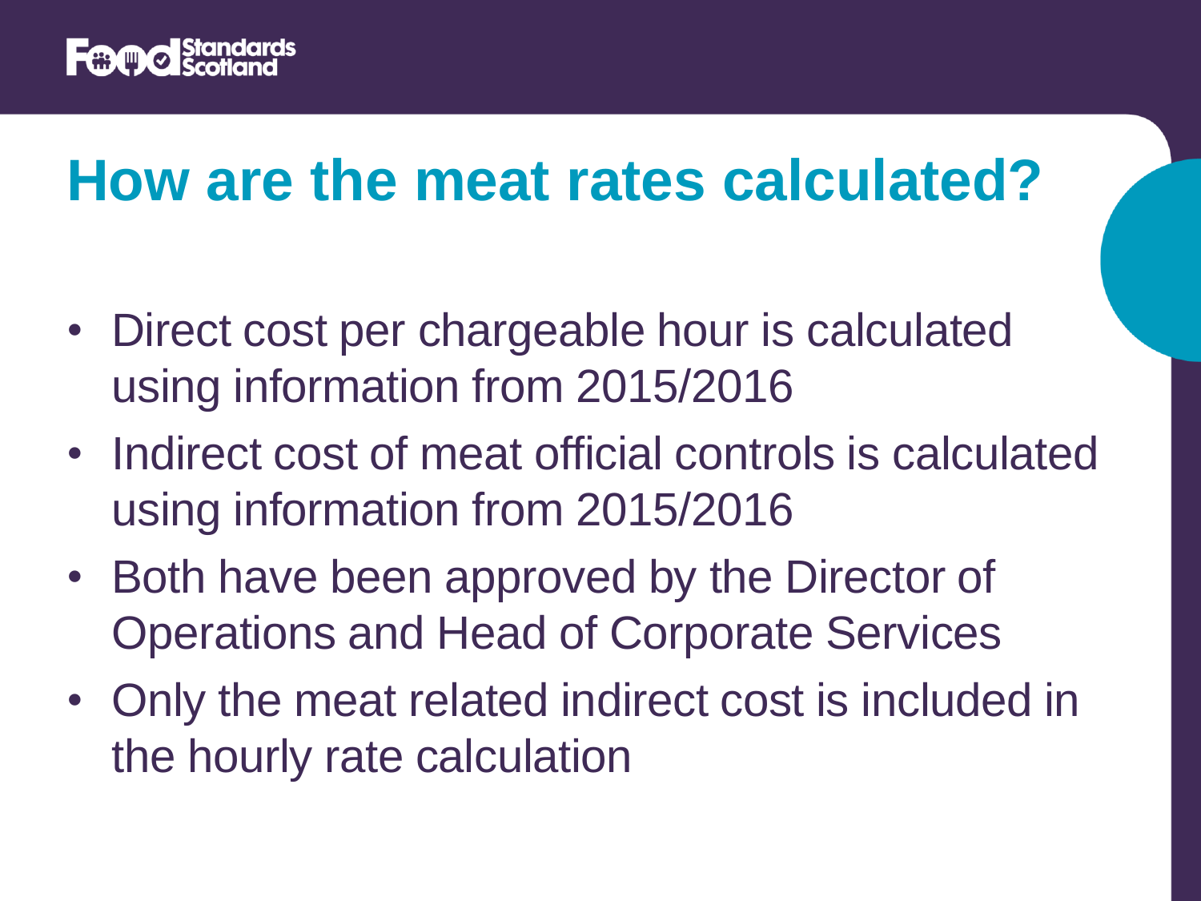# How are the meat rates calculated?

- Direct cost per chargeable hour is calculated using information from 2015/2016
- Indirect cost of meat official controls is calculated using information from 2015/2016
- Both have been approved by the Director of Operations and Head of Corporate Services
- Only the meat related indirect cost is included in the hourly rate calculation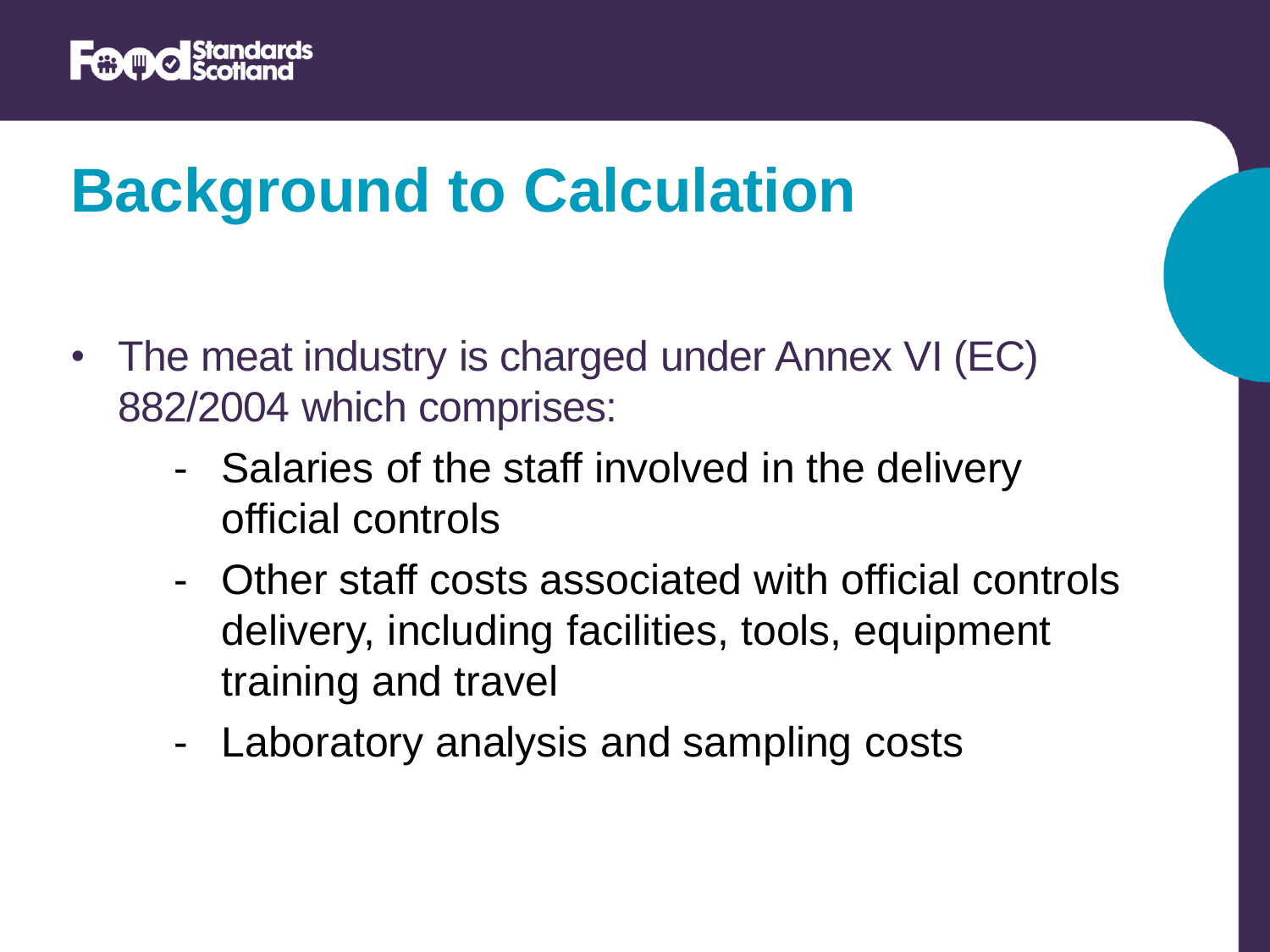# Background to Calculation

- The meat industry is charged under Annex VI (EC) 882/2004 which comprises:
  - Salaries of the staff involved in the delivery official controls
  - Other staff costs associated with official controls delivery, including facilities, tools, equipment training and travel
  - Laboratory analysis and sampling costs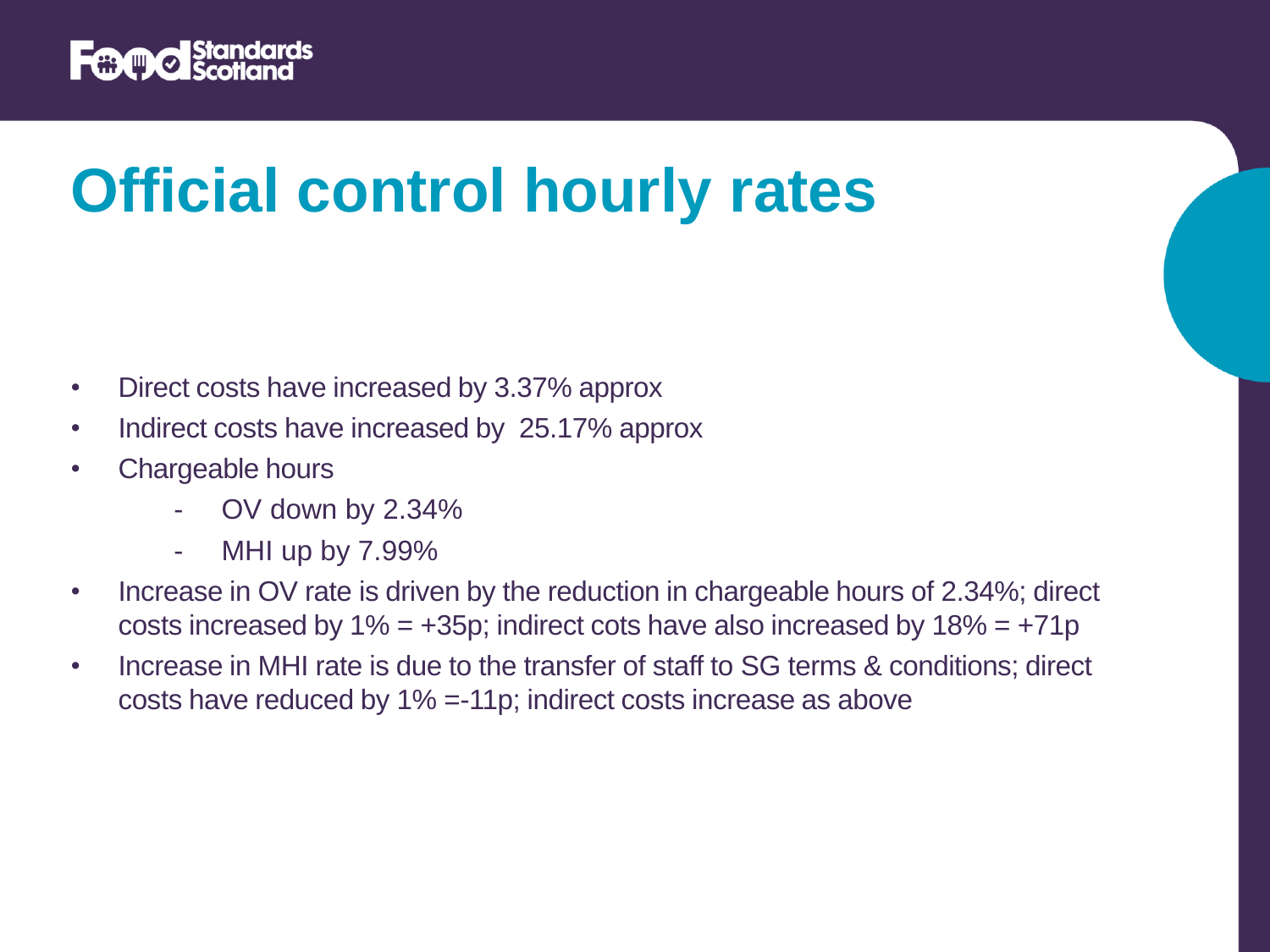# Official control hourly rates

- Direct costs have increased by 3.37% approx
- Indirect costs have increased by 25.17% approx
- Chargeable hours
  - OV down by 2.34%
  - MHI up by 7.99%
- Increase in OV rate is driven by the reduction in chargeable hours of 2.34%; direct costs increased by 1% = +35p; indirect cots have also increased by 18% = +71p
- Increase in MHI rate is due to the transfer of staff to SG terms & conditions; direct costs have reduced by 1% =-11p; indirect costs increase as above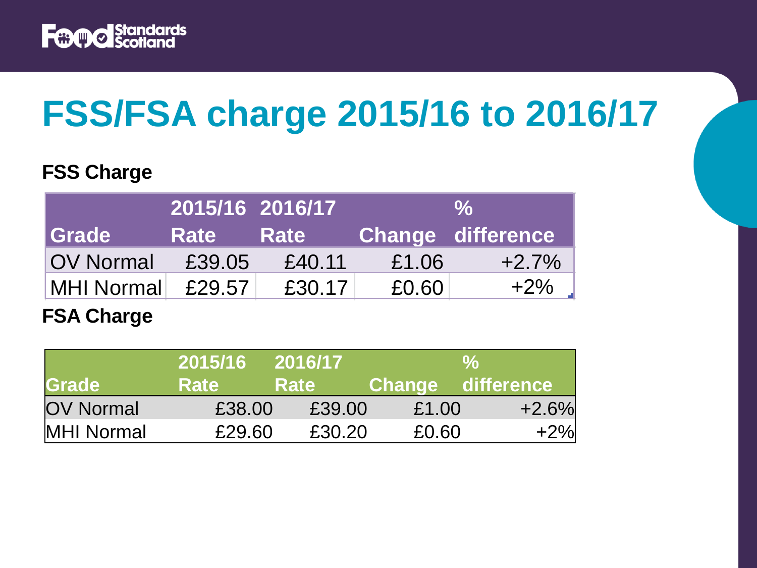# FSS/FSA charge 2015/16 to 2016/17

**FSS Charge**

| Grade | 2015/16 Rate | 2016/17 Rate | Change | % difference |
|---|---|---|---|---|
| OV Normal | £39.05 | £40.11 | £1.06 | +2.7% |
| MHI Normal | £29.57 | £30.17 | £0.60 | +2% |

**FSA Charge**

| Grade | 2015/16 Rate | 2016/17 Rate | Change | % difference |
|---|---|---|---|---|
| OV Normal | £38.00 | £39.00 | £1.00 | +2.6% |
| MHI Normal | £29.60 | £30.20 | £0.60 | +2% |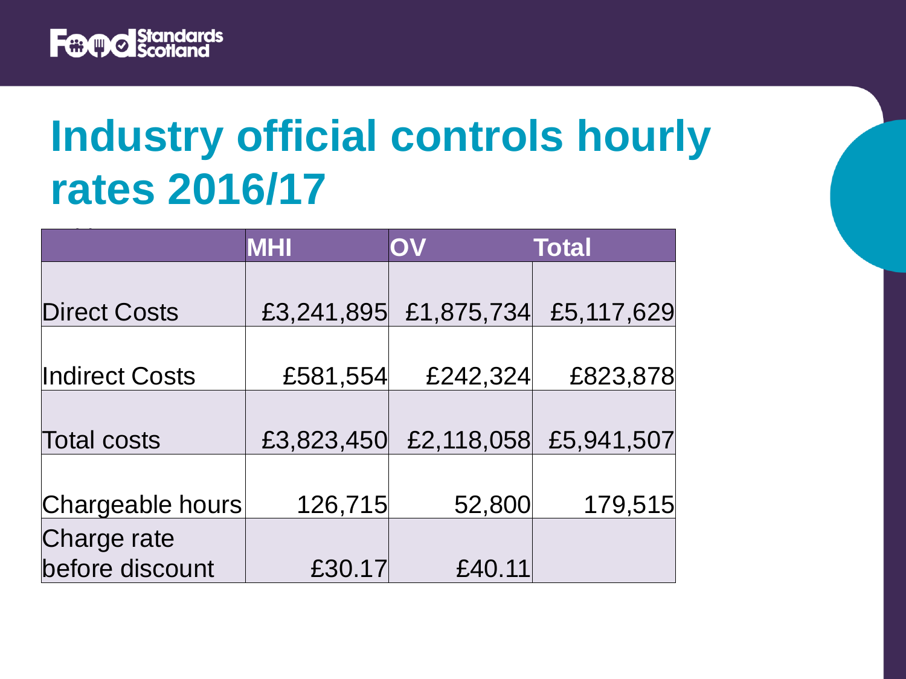# Industry official controls hourly rates 2016/17

| | MHI | OV | Total |
|---|---|---|---|
| Direct Costs | £3,241,895 | £1,875,734 | £5,117,629 |
| Indirect Costs | £581,554 | £242,324 | £823,878 |
| Total costs | £3,823,450 | £2,118,058 | £5,941,507 |
| Chargeable hours | 126,715 | 52,800 | 179,515 |
| Charge rate before discount | £30.17 | £40.11 | |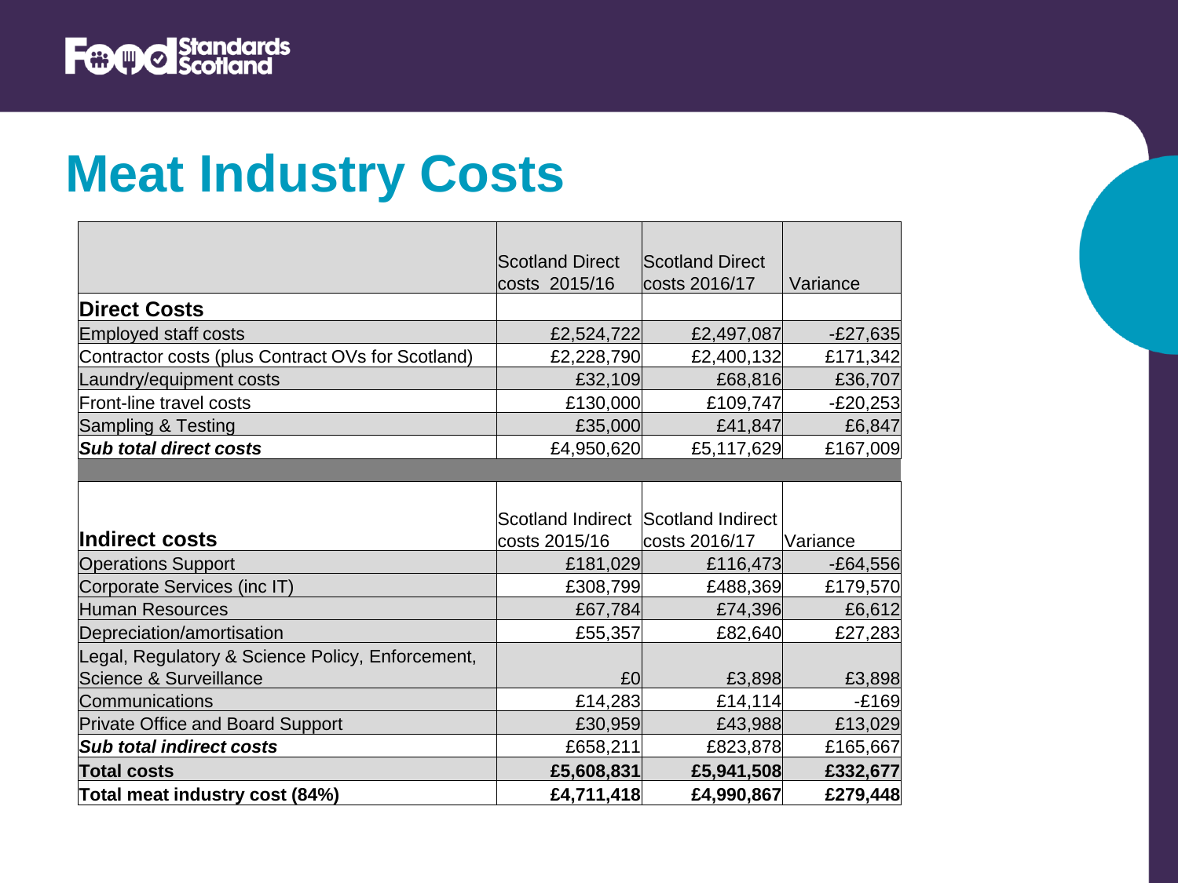# Meat Industry Costs

| | Scotland Direct costs 2015/16 | Scotland Direct costs 2016/17 | Variance |
|---|---|---|---|
| **Direct Costs** | | | |
| Employed staff costs | £2,524,722 | £2,497,087 | -£27,635 |
| Contractor costs (plus Contract OVs for Scotland) | £2,228,790 | £2,400,132 | £171,342 |
| Laundry/equipment costs | £32,109 | £68,816 | £36,707 |
| Front-line travel costs | £130,000 | £109,747 | -£20,253 |
| Sampling & Testing | £35,000 | £41,847 | £6,847 |
| ***Sub total direct costs*** | £4,950,620 | £5,117,629 | £167,009 |
| | | | |
| **Indirect costs** | Scotland Indirect costs 2015/16 | Scotland Indirect costs 2016/17 | Variance |
| Operations Support | £181,029 | £116,473 | -£64,556 |
| Corporate Services (inc IT) | £308,799 | £488,369 | £179,570 |
| Human Resources | £67,784 | £74,396 | £6,612 |
| Depreciation/amortisation | £55,357 | £82,640 | £27,283 |
| Legal, Regulatory & Science Policy, Enforcement, Science & Surveillance | £0 | £3,898 | £3,898 |
| Communications | £14,283 | £14,114 | -£169 |
| Private Office and Board Support | £30,959 | £43,988 | £13,029 |
| ***Sub total indirect costs*** | £658,211 | £823,878 | £165,667 |
| **Total costs** | **£5,608,831** | **£5,941,508** | **£332,677** |
| **Total meat industry cost (84%)** | **£4,711,418** | **£4,990,867** | **£279,448** |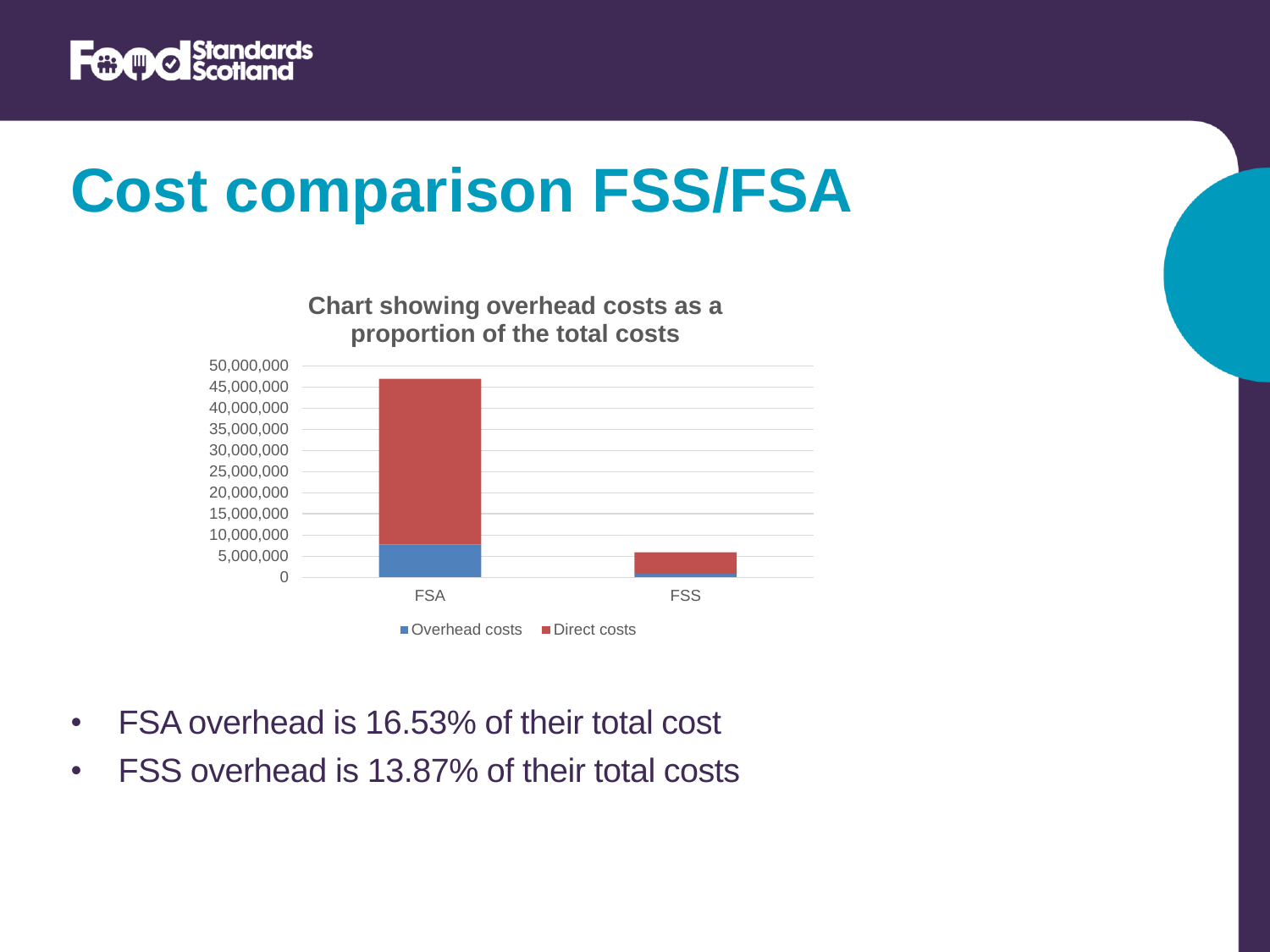# Cost comparison FSS/FSA

**Chart showing overhead costs as a proportion of the total costs**

- FSA overhead is 16.53% of their total cost
- FSS overhead is 13.87% of their total costs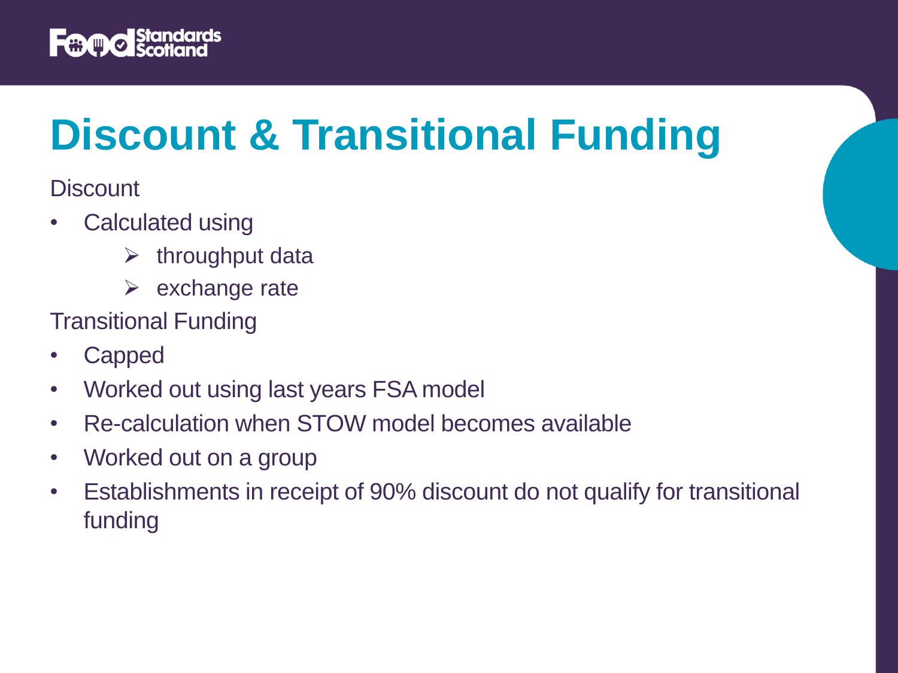# Discount & Transitional Funding

Discount

- Calculated using
  - throughput data
  - exchange rate

Transitional Funding

- Capped
- Worked out using last years FSA model
- Re-calculation when STOW model becomes available
- Worked out on a group
- Establishments in receipt of 90% discount do not qualify for transitional funding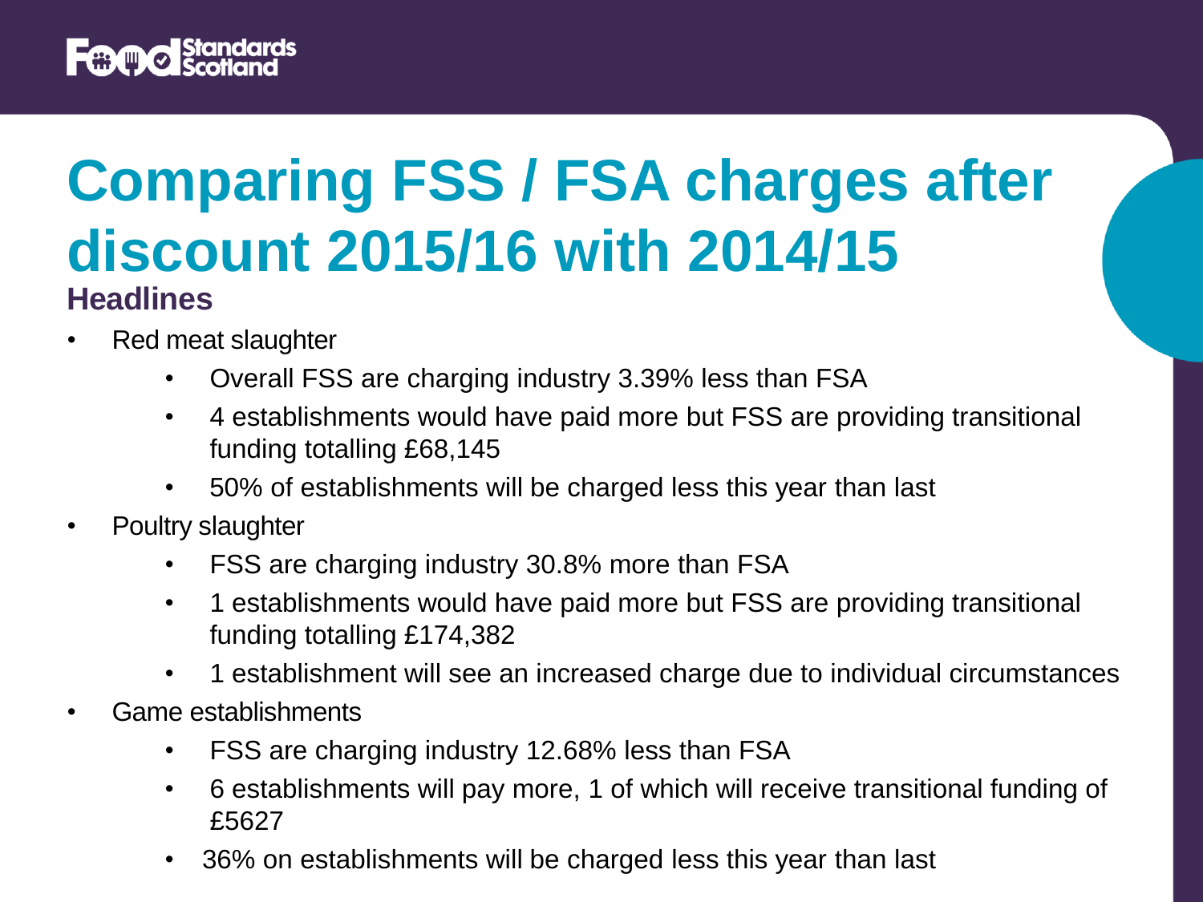# Comparing FSS / FSA charges after discount 2015/16 with 2014/15

## Headlines

- Red meat slaughter
  - Overall FSS are charging industry 3.39% less than FSA
  - 4 establishments would have paid more but FSS are providing transitional funding totalling £68,145
  - 50% of establishments will be charged less this year than last
- Poultry slaughter
  - FSS are charging industry 30.8% more than FSA
  - 1 establishments would have paid more but FSS are providing transitional funding totalling £174,382
  - 1 establishment will see an increased charge due to individual circumstances
- Game establishments
  - FSS are charging industry 12.68% less than FSA
  - 6 establishments will pay more, 1 of which will receive transitional funding of £5627
  - 36% on establishments will be charged less this year than last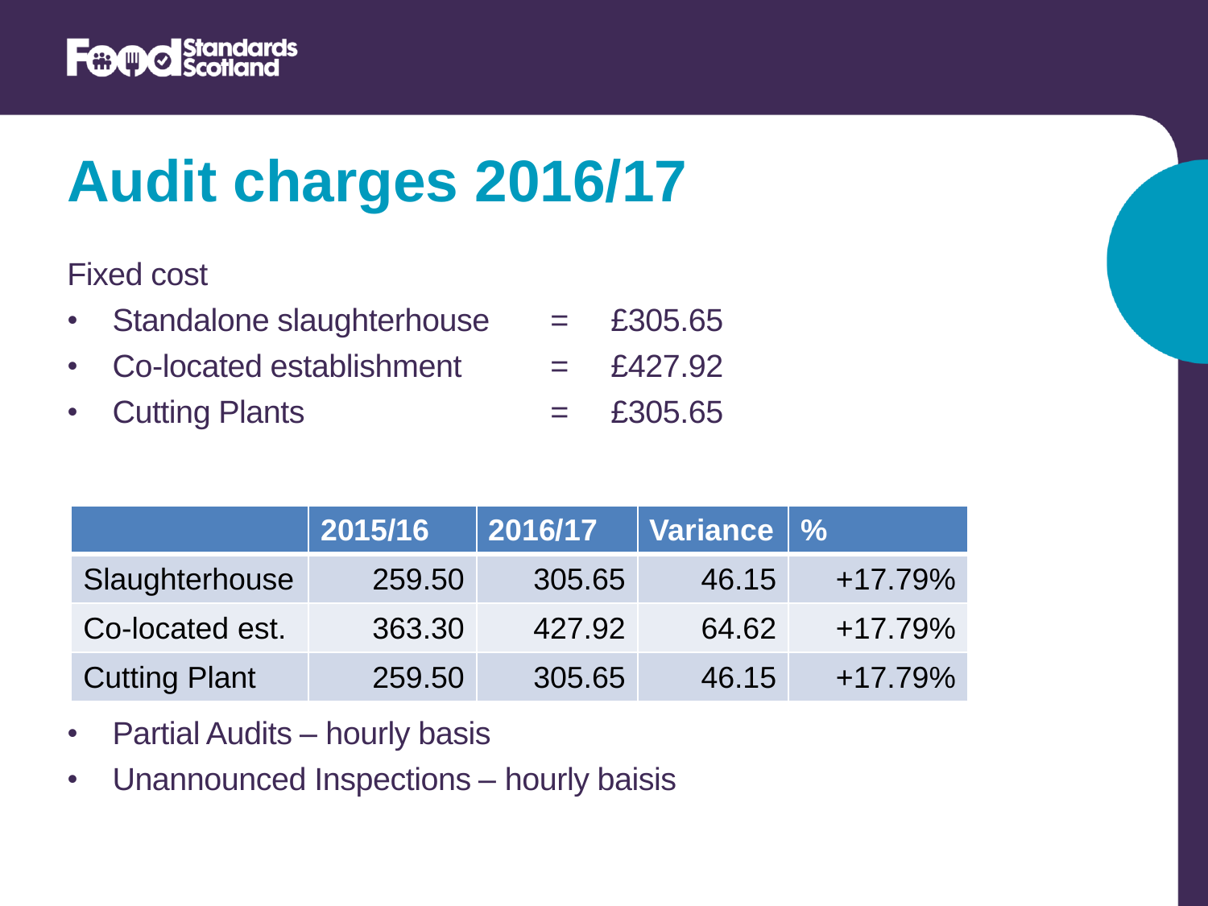# Audit charges 2016/17

Fixed cost

- Standalone slaughterhouse = £305.65
- Co-located establishment = £427.92
- Cutting Plants = £305.65

| | 2015/16 | 2016/17 | Variance | % |
|---|---|---|---|---|
| Slaughterhouse | 259.50 | 305.65 | 46.15 | +17.79% |
| Co-located est. | 363.30 | 427.92 | 64.62 | +17.79% |
| Cutting Plant | 259.50 | 305.65 | 46.15 | +17.79% |

- Partial Audits – hourly basis
- Unannounced Inspections – hourly baisis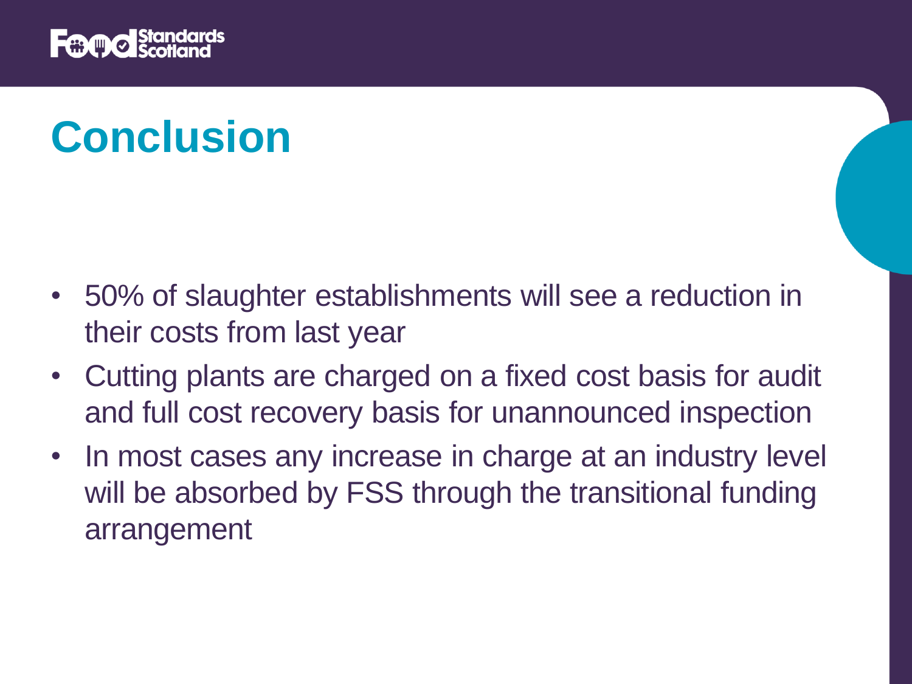# Conclusion

- 50% of slaughter establishments will see a reduction in their costs from last year
- Cutting plants are charged on a fixed cost basis for audit and full cost recovery basis for unannounced inspection
- In most cases any increase in charge at an industry level will be absorbed by FSS through the transitional funding arrangement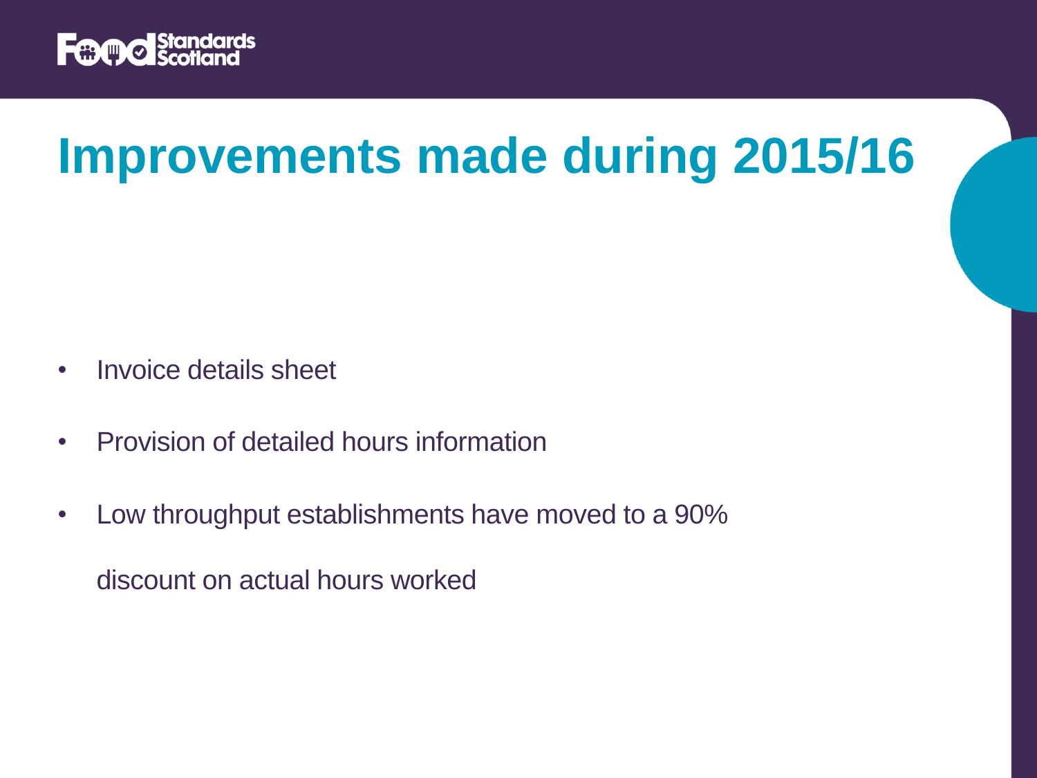# Improvements made during 2015/16

- Invoice details sheet
- Provision of detailed hours information
- Low throughput establishments have moved to a 90% discount on actual hours worked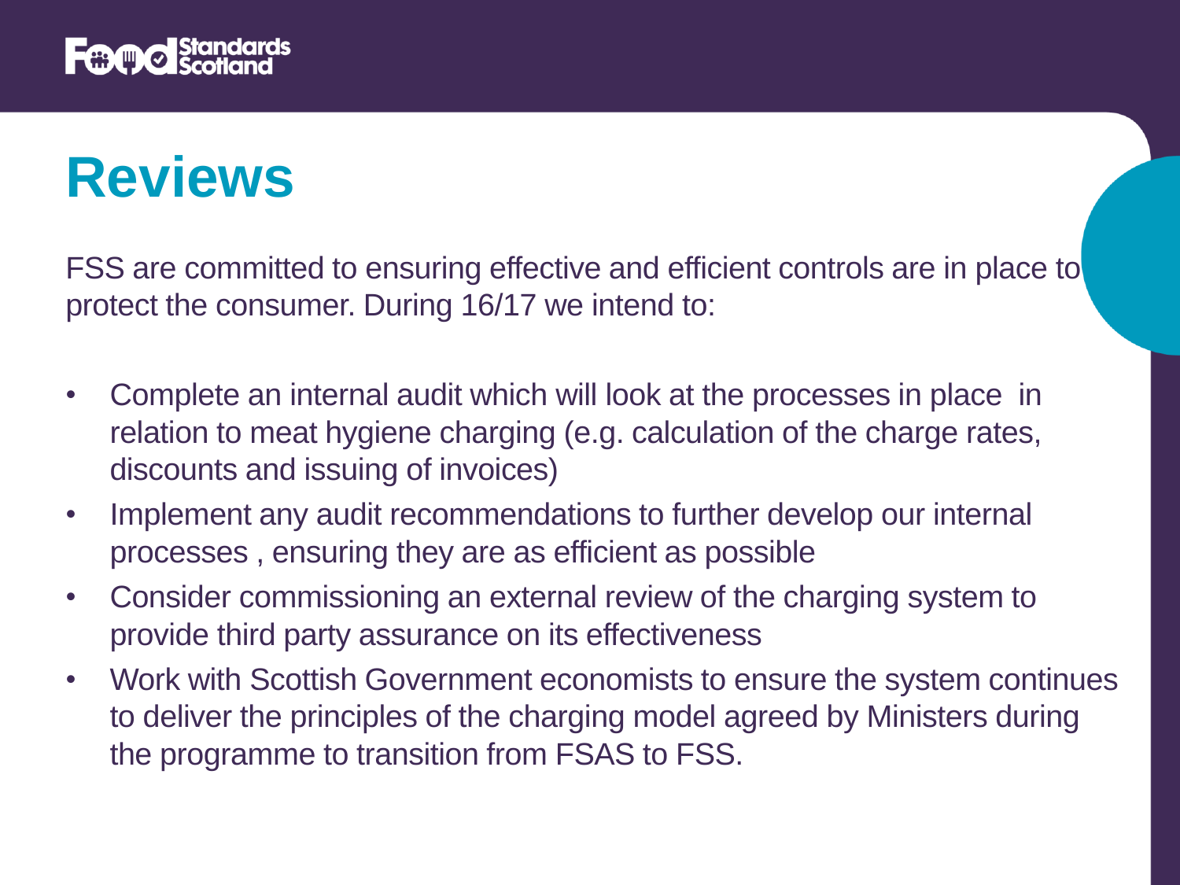# Reviews

FSS are committed to ensuring effective and efficient controls are in place to protect the consumer. During 16/17 we intend to:

- Complete an internal audit which will look at the processes in place in relation to meat hygiene charging (e.g. calculation of the charge rates, discounts and issuing of invoices)
- Implement any audit recommendations to further develop our internal processes , ensuring they are as efficient as possible
- Consider commissioning an external review of the charging system to provide third party assurance on its effectiveness
- Work with Scottish Government economists to ensure the system continues to deliver the principles of the charging model agreed by Ministers during the programme to transition from FSAS to FSS.